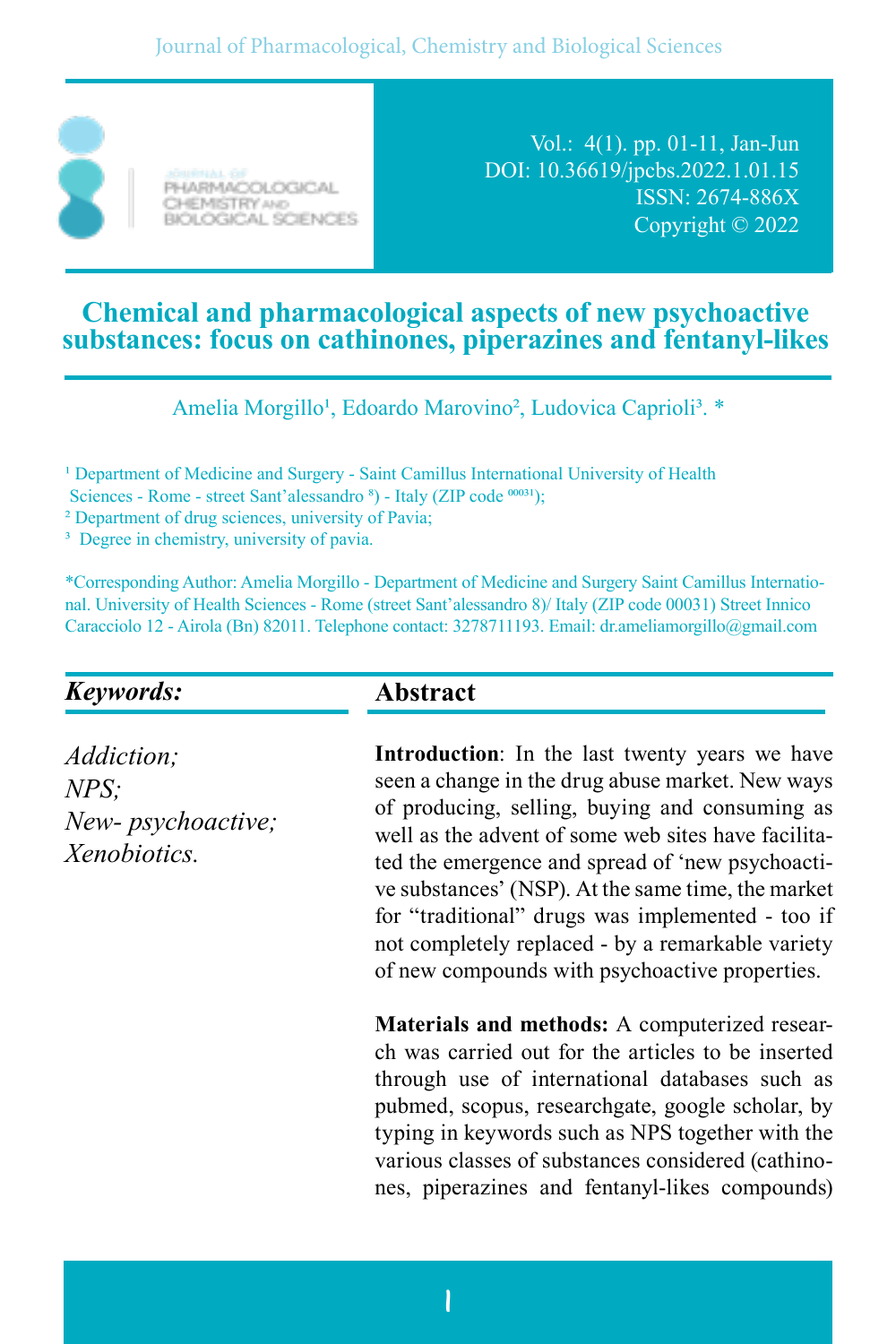# Chemical and pharmacological aspects of new psychoactive substances: focus on cathinones, piperazines and fentanyl-likes

Amelia Morgillo[1], Edoardo Marovino[2], Ludovica Caprioli[3]. *

[1] Department of Medicine and Surgery - Saint Camillus International University of Health Sciences - Rome - street Sant'alessandro 8) - Italy (ZIP code 00031);

[2] Department of drug sciences, university of Pavia;

[3] Degree in chemistry, university of pavia.

*Corresponding Author: Amelia Morgillo - Department of Medicine and Surgery Saint Camillus International. University of Health Sciences - Rome (street Sant'alessandro 8)/ Italy (ZIP code 00031) Street Innico Caracciolo 12 - Airola (Bn) 82011. Telephone contact: 3278711193. Email: dr.ameliamorgillo@gmail.com

## Keywords:

*Addiction;*
*NPS;*
*New- psychoactive;*
*Xenobiotics.*

## Abstract

**Introduction**: In the last twenty years we have seen a change in the drug abuse market. New ways of producing, selling, buying and consuming as well as the advent of some web sites have facilitated the emergence and spread of 'new psychoactive substances' (NSP). At the same time, the market for "traditional" drugs was implemented - too if not completely replaced - by a remarkable variety of new compounds with psychoactive properties.

**Materials and methods:** A computerized research was carried out for the articles to be inserted through use of international databases such as pubmed, scopus, researchgate, google scholar, by typing in keywords such as NPS together with the various classes of substances considered (cathinones, piperazines and fentanyl-likes compounds)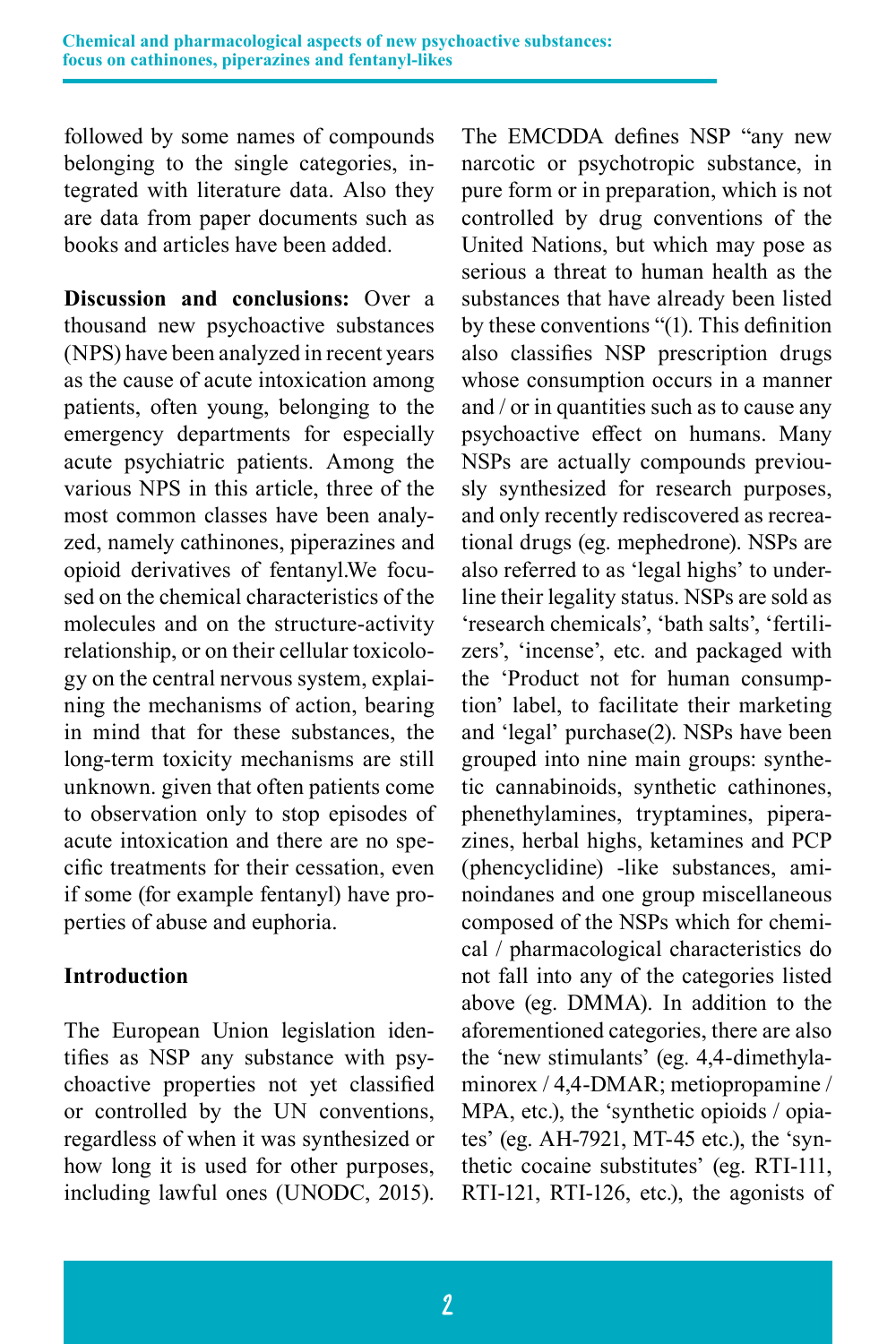followed by some names of compounds belonging to the single categories, integrated with literature data. Also they are data from paper documents such as books and articles have been added.

**Discussion and conclusions:** Over a thousand new psychoactive substances (NPS) have been analyzed in recent years as the cause of acute intoxication among patients, often young, belonging to the emergency departments for especially acute psychiatric patients. Among the various NPS in this article, three of the most common classes have been analyzed, namely cathinones, piperazines and opioid derivatives of fentanyl.We focused on the chemical characteristics of the molecules and on the structure-activity relationship, or on their cellular toxicology on the central nervous system, explaining the mechanisms of action, bearing in mind that for these substances, the long-term toxicity mechanisms are still unknown. given that often patients come to observation only to stop episodes of acute intoxication and there are no specific treatments for their cessation, even if some (for example fentanyl) have properties of abuse and euphoria.

## Introduction

The European Union legislation identifies as NSP any substance with psychoactive properties not yet classified or controlled by the UN conventions, regardless of when it was synthesized or how long it is used for other purposes, including lawful ones (UNODC, 2015). The EMCDDA defines NSP "any new narcotic or psychotropic substance, in pure form or in preparation, which is not controlled by drug conventions of the United Nations, but which may pose as serious a threat to human health as the substances that have already been listed by these conventions "(1). This definition also classifies NSP prescription drugs whose consumption occurs in a manner and / or in quantities such as to cause any psychoactive effect on humans. Many NSPs are actually compounds previously synthesized for research purposes, and only recently rediscovered as recreational drugs (eg. mephedrone). NSPs are also referred to as 'legal highs' to underline their legality status. NSPs are sold as 'research chemicals', 'bath salts', 'fertilizers', 'incense', etc. and packaged with the 'Product not for human consumption' label, to facilitate their marketing and 'legal' purchase(2). NSPs have been grouped into nine main groups: synthetic cannabinoids, synthetic cathinones, phenethylamines, tryptamines, piperazines, herbal highs, ketamines and PCP (phencyclidine) -like substances, aminoindanes and one group miscellaneous composed of the NSPs which for chemical / pharmacological characteristics do not fall into any of the categories listed above (eg. DMMA). In addition to the aforementioned categories, there are also the 'new stimulants' (eg. 4,4-dimethylaminorex / 4,4-DMAR; metiopropamine / MPA, etc.), the 'synthetic opioids / opiates' (eg. AH-7921, MT-45 etc.), the 'synthetic cocaine substitutes' (eg. RTI-111, RTI-121, RTI-126, etc.), the agonists of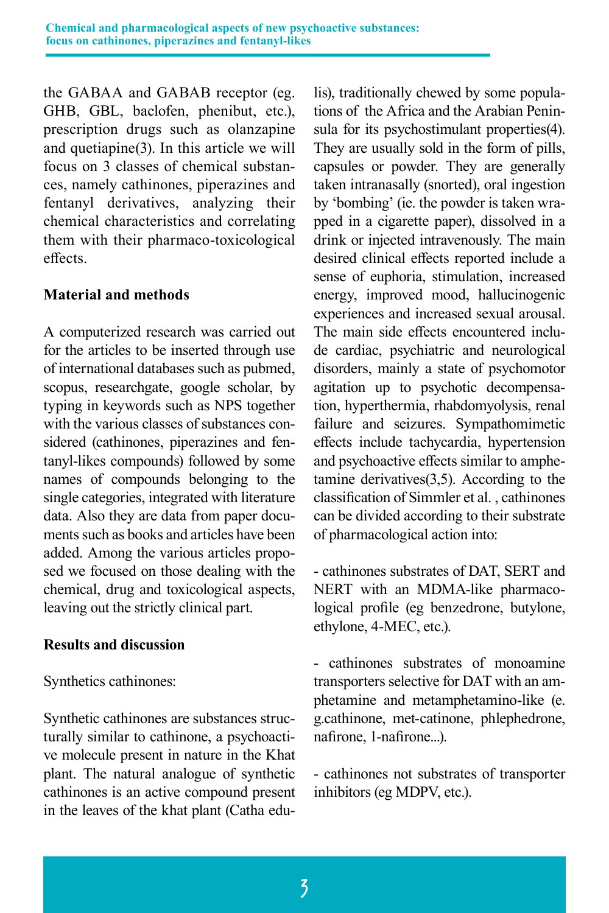the GABAA and GABAB receptor (eg. GHB, GBL, baclofen, phenibut, etc.), prescription drugs such as olanzapine and quetiapine(3). In this article we will focus on 3 classes of chemical substances, namely cathinones, piperazines and fentanyl derivatives, analyzing their chemical characteristics and correlating them with their pharmaco-toxicological effects.

**Material and methods**

A computerized research was carried out for the articles to be inserted through use of international databases such as pubmed, scopus, researchgate, google scholar, by typing in keywords such as NPS together with the various classes of substances considered (cathinones, piperazines and fentanyl-likes compounds) followed by some names of compounds belonging to the single categories, integrated with literature data. Also they are data from paper documents such as books and articles have been added. Among the various articles proposed we focused on those dealing with the chemical, drug and toxicological aspects, leaving out the strictly clinical part.

**Results and discussion**

Synthetics cathinones:

Synthetic cathinones are substances structurally similar to cathinone, a psychoactive molecule present in nature in the Khat plant. The natural analogue of synthetic cathinones is an active compound present in the leaves of the khat plant (Catha edulis), traditionally chewed by some populations of the Africa and the Arabian Peninsula for its psychostimulant properties(4). They are usually sold in the form of pills, capsules or powder. They are generally taken intranasally (snorted), oral ingestion by 'bombing' (ie. the powder is taken wrapped in a cigarette paper), dissolved in a drink or injected intravenously. The main desired clinical effects reported include a sense of euphoria, stimulation, increased energy, improved mood, hallucinogenic experiences and increased sexual arousal. The main side effects encountered include cardiac, psychiatric and neurological disorders, mainly a state of psychomotor agitation up to psychotic decompensation, hyperthermia, rhabdomyolysis, renal failure and seizures. Sympathomimetic effects include tachycardia, hypertension and psychoactive effects similar to amphetamine derivatives(3,5). According to the classification of Simmler et al. , cathinones can be divided according to their substrate of pharmacological action into:

- cathinones substrates of DAT, SERT and NERT with an MDMA-like pharmacological profile (eg benzedrone, butylone, ethylone, 4-MEC, etc.).

- cathinones substrates of monoamine transporters selective for DAT with an amphetamine and metamphetamino-like (e. g.cathinone, met-catinone, phlephedrone, nafirone, 1-nafirone...).

- cathinones not substrates of transporter inhibitors (eg MDPV, etc.).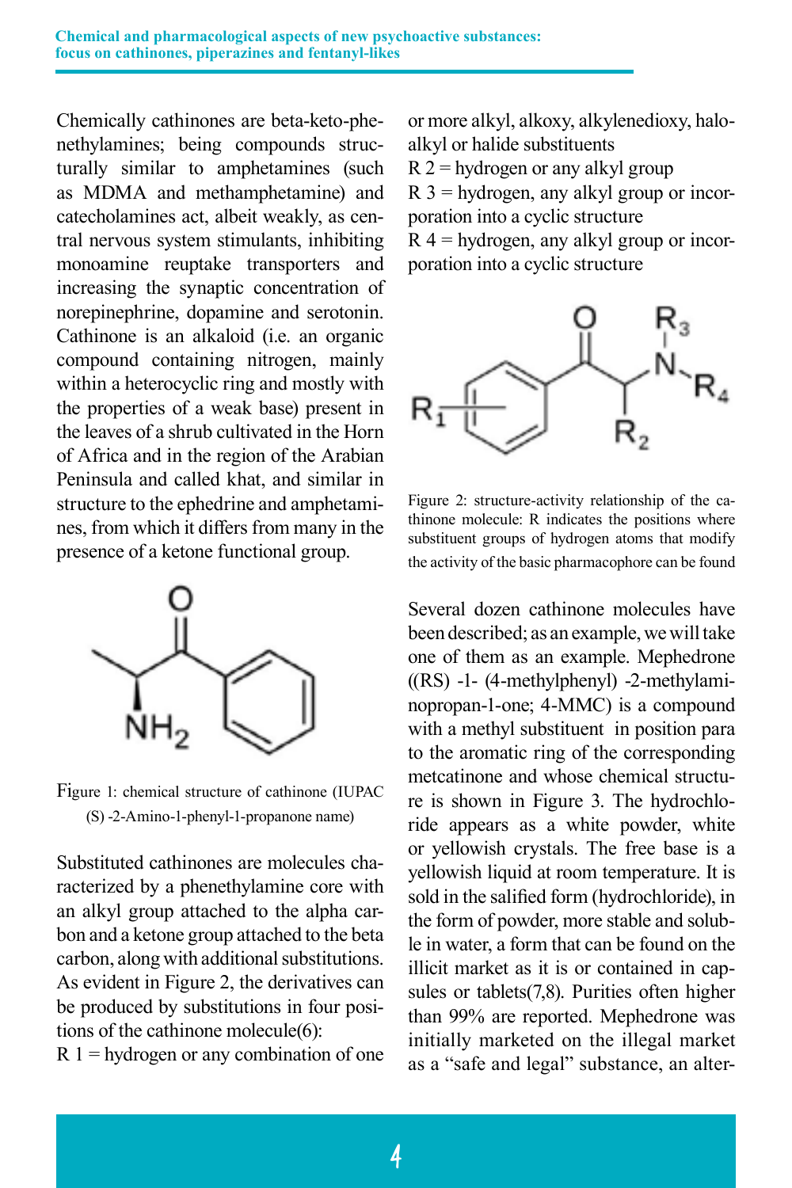Chemically cathinones are beta-keto-phenethylamines; being compounds structurally similar to amphetamines (such as MDMA and methamphetamine) and catecholamines act, albeit weakly, as central nervous system stimulants, inhibiting monoamine reuptake transporters and increasing the synaptic concentration of norepinephrine, dopamine and serotonin. Cathinone is an alkaloid (i.e. an organic compound containing nitrogen, mainly within a heterocyclic ring and mostly with the properties of a weak base) present in the leaves of a shrub cultivated in the Horn of Africa and in the region of the Arabian Peninsula and called khat, and similar in structure to the ephedrine and amphetamines, from which it differs from many in the presence of a ketone functional group.

Figure 1: chemical structure of cathinone (IUPAC (S) -2-Amino-1-phenyl-1-propanone name)

Substituted cathinones are molecules characterized by a phenethylamine core with an alkyl group attached to the alpha carbon and a ketone group attached to the beta carbon, along with additional substitutions. As evident in Figure 2, the derivatives can be produced by substitutions in four positions of the cathinone molecule(6):

R 1 = hydrogen or any combination of one or more alkyl, alkoxy, alkylenedioxy, haloalkyl or halide substituents
R 2 = hydrogen or any alkyl group
R 3 = hydrogen, any alkyl group or incorporation into a cyclic structure
R 4 = hydrogen, any alkyl group or incorporation into a cyclic structure

Figure 2: structure-activity relationship of the cathinone molecule: R indicates the positions where substituent groups of hydrogen atoms that modify the activity of the basic pharmacophore can be found

Several dozen cathinone molecules have been described; as an example, we will take one of them as an example. Mephedrone ((RS) -1- (4-methylphenyl) -2-methylaminopropan-1-one; 4-MMC) is a compound with a methyl substituent in position para to the aromatic ring of the corresponding metcatinone and whose chemical structure is shown in Figure 3. The hydrochloride appears as a white powder, white or yellowish crystals. The free base is a yellowish liquid at room temperature. It is sold in the salified form (hydrochloride), in the form of powder, more stable and soluble in water, a form that can be found on the illicit market as it is or contained in capsules or tablets(7,8). Purities often higher than 99% are reported. Mephedrone was initially marketed on the illegal market as a "safe and legal" substance, an alter-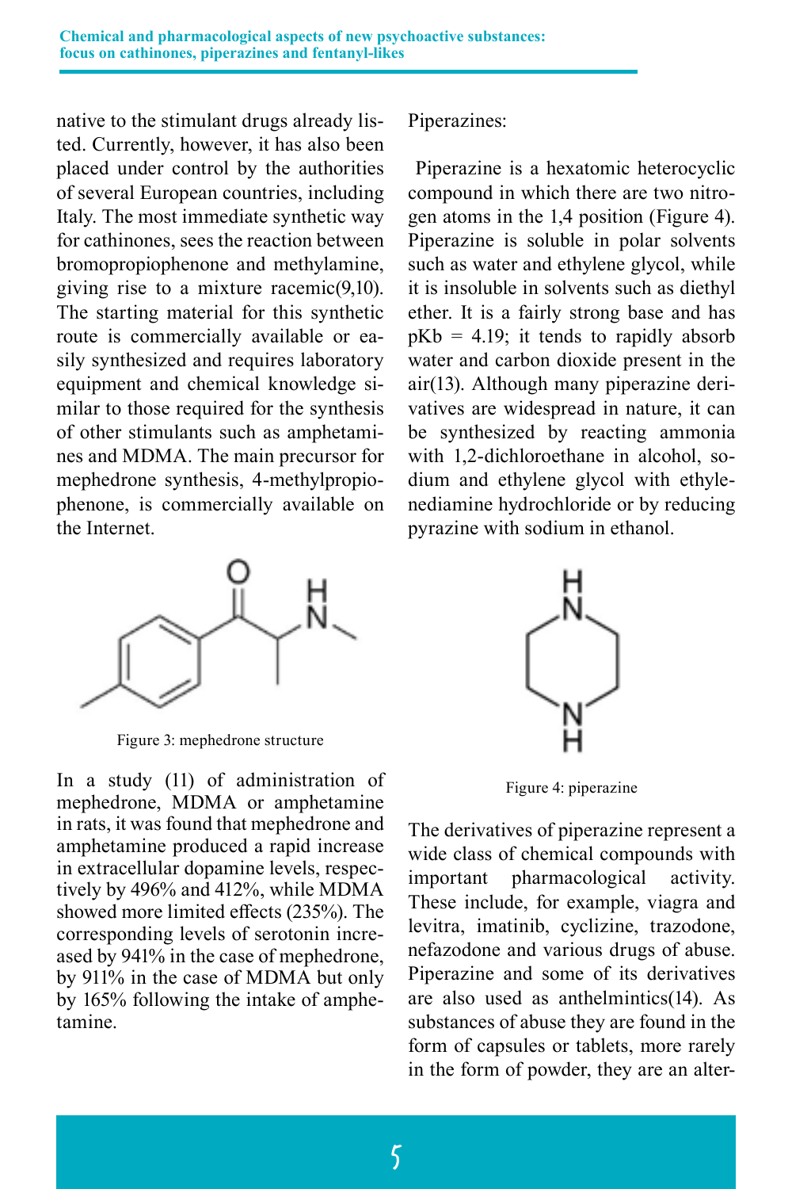native to the stimulant drugs already listed. Currently, however, it has also been placed under control by the authorities of several European countries, including Italy. The most immediate synthetic way for cathinones, sees the reaction between bromopropiophenone and methylamine, giving rise to a mixture racemic(9,10). The starting material for this synthetic route is commercially available or easily synthesized and requires laboratory equipment and chemical knowledge similar to those required for the synthesis of other stimulants such as amphetamines and MDMA. The main precursor for mephedrone synthesis, 4-methylpropiophenone, is commercially available on the Internet.

Figure 3: mephedrone structure

In a study (11) of administration of mephedrone, MDMA or amphetamine in rats, it was found that mephedrone and amphetamine produced a rapid increase in extracellular dopamine levels, respectively by 496% and 412%, while MDMA showed more limited effects (235%). The corresponding levels of serotonin increased by 941% in the case of mephedrone, by 911% in the case of MDMA but only by 165% following the intake of amphetamine.

Piperazines:

Piperazine is a hexatomic heterocyclic compound in which there are two nitrogen atoms in the 1,4 position (Figure 4). Piperazine is soluble in polar solvents such as water and ethylene glycol, while it is insoluble in solvents such as diethyl ether. It is a fairly strong base and has pKb = 4.19; it tends to rapidly absorb water and carbon dioxide present in the air(13). Although many piperazine derivatives are widespread in nature, it can be synthesized by reacting ammonia with 1,2-dichloroethane in alcohol, sodium and ethylene glycol with ethylenediamine hydrochloride or by reducing pyrazine with sodium in ethanol.

Figure 4: piperazine

The derivatives of piperazine represent a wide class of chemical compounds with important pharmacological activity. These include, for example, viagra and levitra, imatinib, cyclizine, trazodone, nefazodone and various drugs of abuse. Piperazine and some of its derivatives are also used as anthelmintics(14). As substances of abuse they are found in the form of capsules or tablets, more rarely in the form of powder, they are an alter-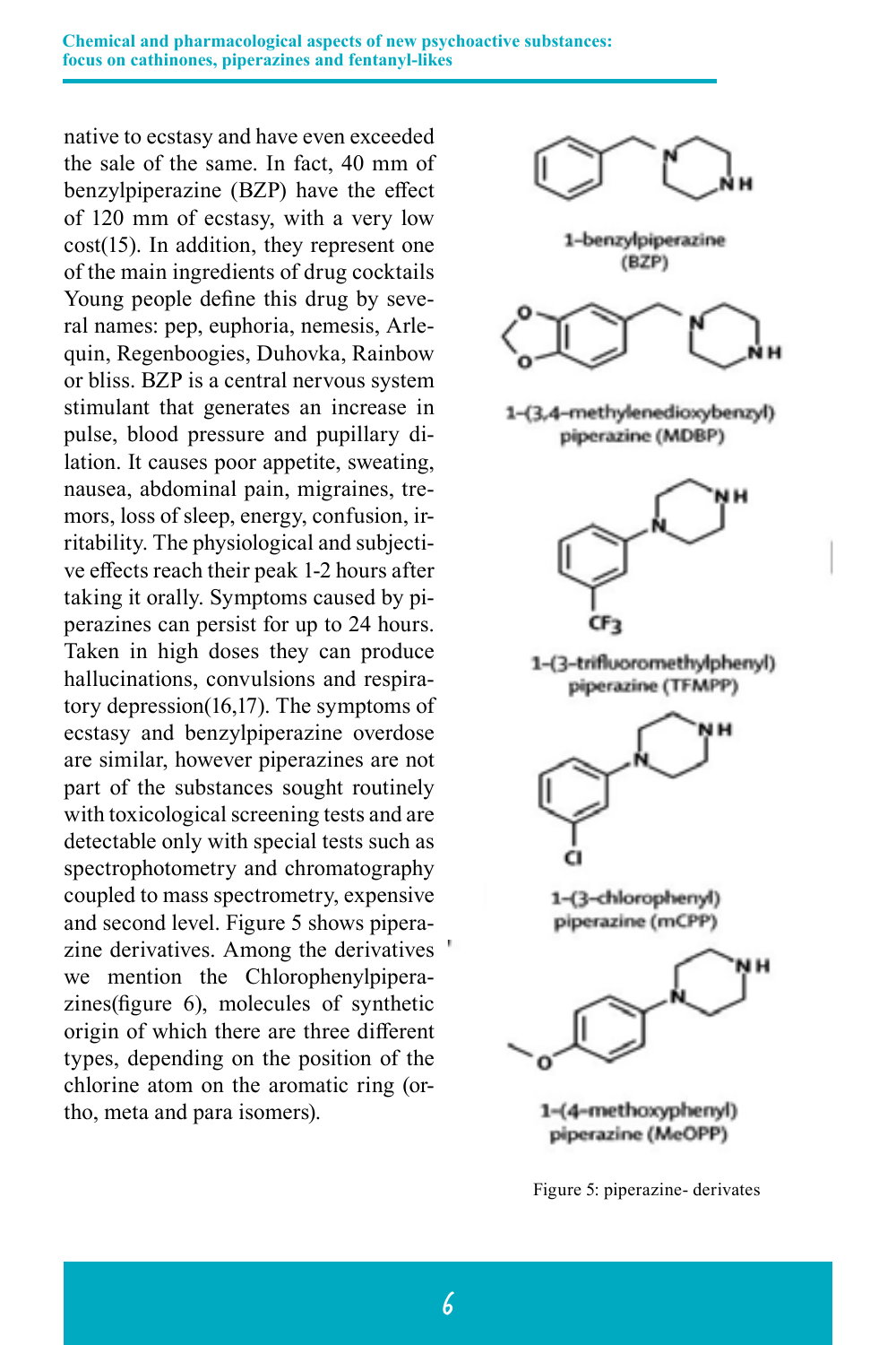native to ecstasy and have even exceeded the sale of the same. In fact, 40 mm of benzylpiperazine (BZP) have the effect of 120 mm of ecstasy, with a very low cost(15). In addition, they represent one of the main ingredients of drug cocktails Young people define this drug by several names: pep, euphoria, nemesis, Arlequin, Regenboogies, Duhovka, Rainbow or bliss. BZP is a central nervous system stimulant that generates an increase in pulse, blood pressure and pupillary dilation. It causes poor appetite, sweating, nausea, abdominal pain, migraines, tremors, loss of sleep, energy, confusion, irritability. The physiological and subjective effects reach their peak 1-2 hours after taking it orally. Symptoms caused by piperazines can persist for up to 24 hours. Taken in high doses they can produce hallucinations, convulsions and respiratory depression(16,17). The symptoms of ecstasy and benzylpiperazine overdose are similar, however piperazines are not part of the substances sought routinely with toxicological screening tests and are detectable only with special tests such as spectrophotometry and chromatography coupled to mass spectrometry, expensive and second level. Figure 5 shows piperazine derivatives. Among the derivatives we mention the Chlorophenylpiperazines(figure 6), molecules of synthetic origin of which there are three different types, depending on the position of the chlorine atom on the aromatic ring (ortho, meta and para isomers).

1-benzylpiperazine (BZP)

1-(3,4-methylenedioxybenzyl) piperazine (MDBP)

1-(3-trifluoromethylphenyl) piperazine (TFMPP)

1-(3-chlorophenyl) piperazine (mCPP)

1-(4-methoxyphenyl) piperazine (MeOPP)

Figure 5: piperazine- derivates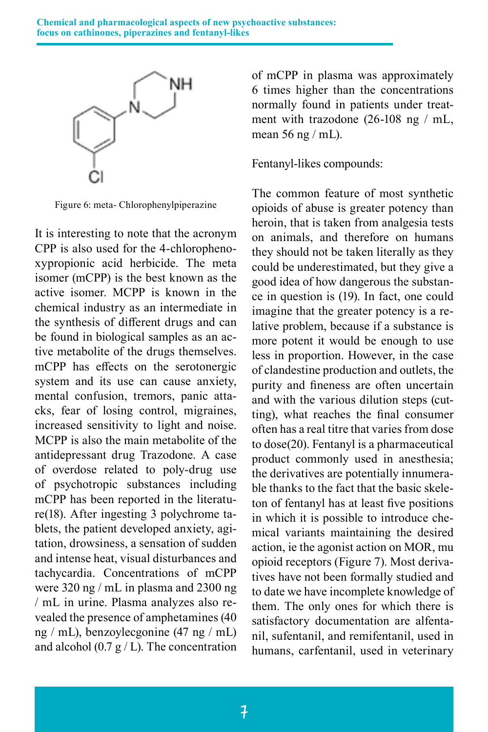Figure 6: meta- Chlorophenylpiperazine

It is interesting to note that the acronym CPP is also used for the 4-chlorophenoxypropionic acid herbicide. The meta isomer (mCPP) is the best known as the active isomer. MCPP is known in the chemical industry as an intermediate in the synthesis of different drugs and can be found in biological samples as an active metabolite of the drugs themselves. mCPP has effects on the serotonergic system and its use can cause anxiety, mental confusion, tremors, panic attacks, fear of losing control, migraines, increased sensitivity to light and noise. MCPP is also the main metabolite of the antidepressant drug Trazodone. A case of overdose related to poly-drug use of psychotropic substances including mCPP has been reported in the literature(18). After ingesting 3 polychrome tablets, the patient developed anxiety, agitation, drowsiness, a sensation of sudden and intense heat, visual disturbances and tachycardia. Concentrations of mCPP were 320 ng / mL in plasma and 2300 ng / mL in urine. Plasma analyzes also revealed the presence of amphetamines (40 ng / mL), benzoylecgonine (47 ng / mL) and alcohol (0.7 g / L). The concentration of mCPP in plasma was approximately 6 times higher than the concentrations normally found in patients under treatment with trazodone (26-108 ng / mL, mean 56 ng / mL).

Fentanyl-likes compounds:

The common feature of most synthetic opioids of abuse is greater potency than heroin, that is taken from analgesia tests on animals, and therefore on humans they should not be taken literally as they could be underestimated, but they give a good idea of how dangerous the substance in question is (19). In fact, one could imagine that the greater potency is a relative problem, because if a substance is more potent it would be enough to use less in proportion. However, in the case of clandestine production and outlets, the purity and fineness are often uncertain and with the various dilution steps (cutting), what reaches the final consumer often has a real titre that varies from dose to dose(20). Fentanyl is a pharmaceutical product commonly used in anesthesia; the derivatives are potentially innumerable thanks to the fact that the basic skeleton of fentanyl has at least five positions in which it is possible to introduce chemical variants maintaining the desired action, ie the agonist action on MOR, mu opioid receptors (Figure 7). Most derivatives have not been formally studied and to date we have incomplete knowledge of them. The only ones for which there is satisfactory documentation are alfentanil, sufentanil, and remifentanil, used in humans, carfentanil, used in veterinary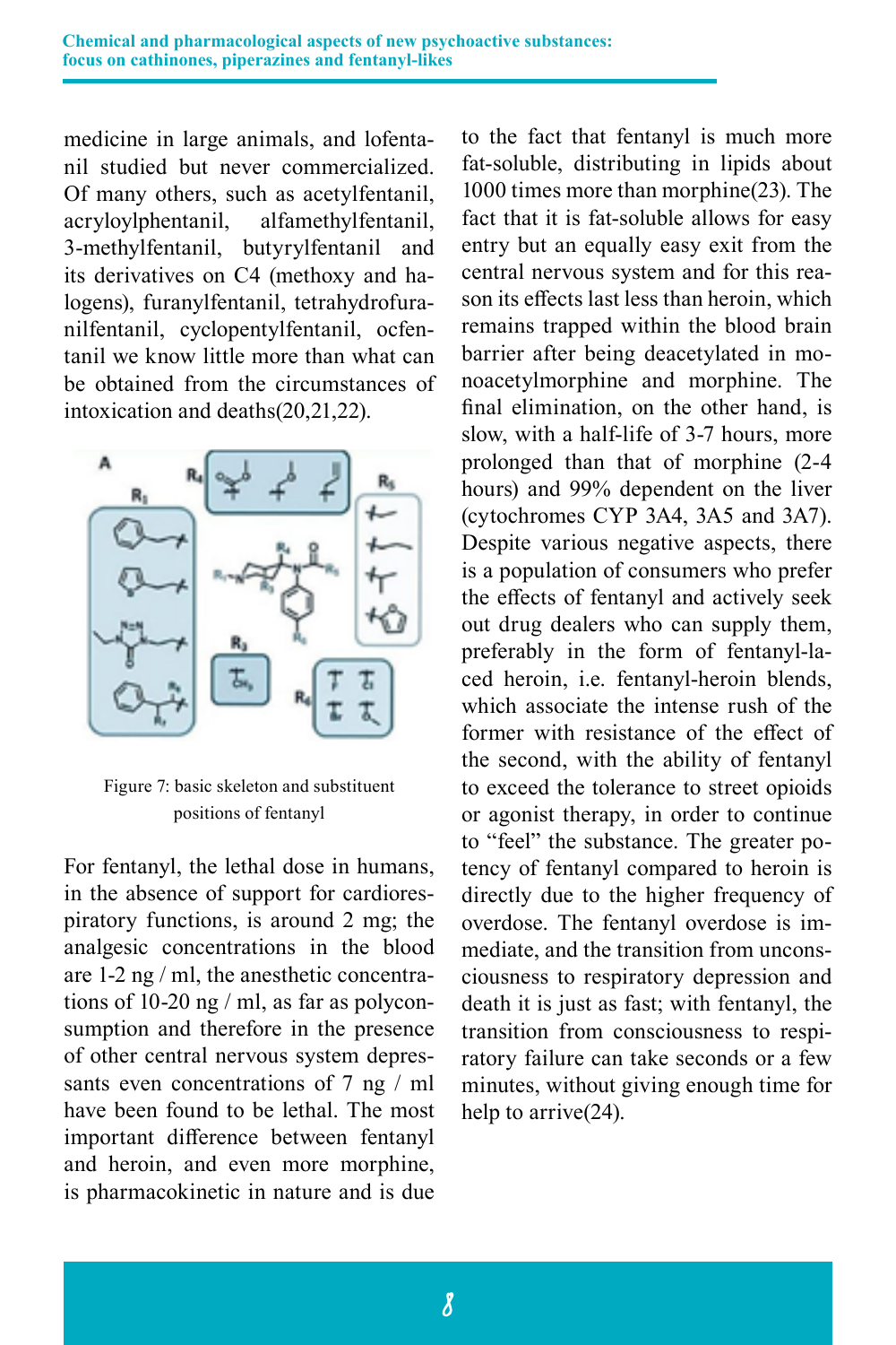medicine in large animals, and lofentanil studied but never commercialized. Of many others, such as acetylfentanil, acryloylphentanil, alfamethylfentanil, 3-methylfentanil, butyrylfentanil and its derivatives on C4 (methoxy and halogens), furanylfentanil, tetrahydrofuranilfentanil, cyclopentylfentanil, ocfentanil we know little more than what can be obtained from the circumstances of intoxication and deaths(20,21,22).

Figure 7: basic skeleton and substituent positions of fentanyl

For fentanyl, the lethal dose in humans, in the absence of support for cardiorespiratory functions, is around 2 mg; the analgesic concentrations in the blood are 1-2 ng / ml, the anesthetic concentrations of 10-20 ng / ml, as far as polyconsumption and therefore in the presence of other central nervous system depressants even concentrations of 7 ng / ml have been found to be lethal. The most important difference between fentanyl and heroin, and even more morphine, is pharmacokinetic in nature and is due to the fact that fentanyl is much more fat-soluble, distributing in lipids about 1000 times more than morphine(23). The fact that it is fat-soluble allows for easy entry but an equally easy exit from the central nervous system and for this reason its effects last less than heroin, which remains trapped within the blood brain barrier after being deacetylated in monoacetylmorphine and morphine. The final elimination, on the other hand, is slow, with a half-life of 3-7 hours, more prolonged than that of morphine (2-4 hours) and 99% dependent on the liver (cytochromes CYP 3A4, 3A5 and 3A7). Despite various negative aspects, there is a population of consumers who prefer the effects of fentanyl and actively seek out drug dealers who can supply them, preferably in the form of fentanyl-laced heroin, i.e. fentanyl-heroin blends, which associate the intense rush of the former with resistance of the effect of the second, with the ability of fentanyl to exceed the tolerance to street opioids or agonist therapy, in order to continue to "feel" the substance. The greater potency of fentanyl compared to heroin is directly due to the higher frequency of overdose. The fentanyl overdose is immediate, and the transition from unconsciousness to respiratory depression and death it is just as fast; with fentanyl, the transition from consciousness to respiratory failure can take seconds or a few minutes, without giving enough time for help to arrive(24).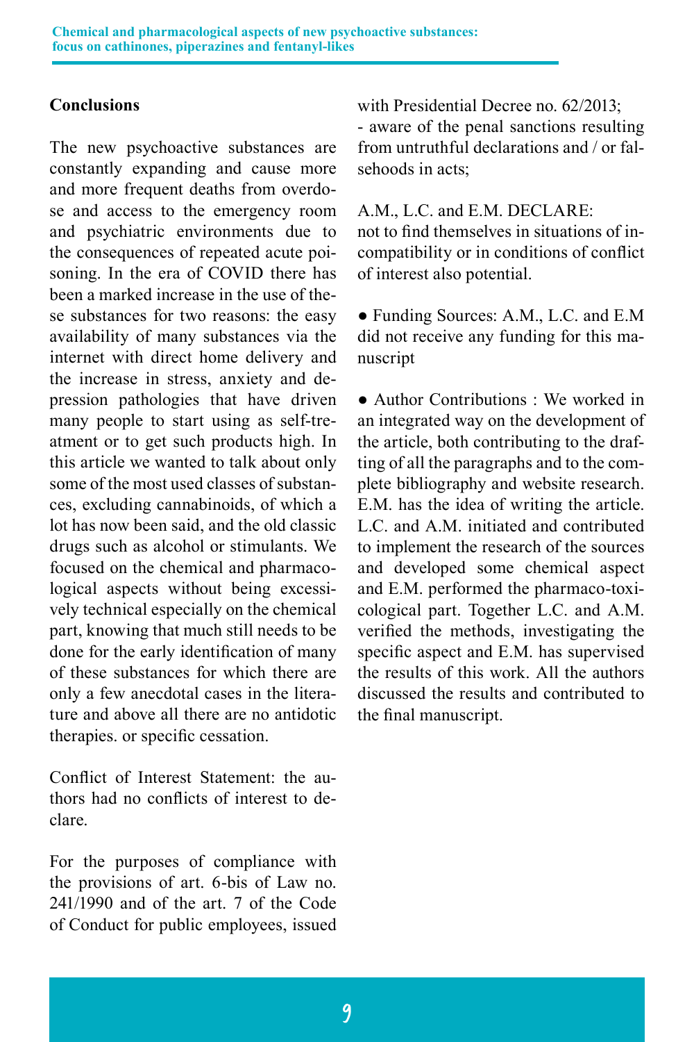## Conclusions

The new psychoactive substances are constantly expanding and cause more and more frequent deaths from overdose and access to the emergency room and psychiatric environments due to the consequences of repeated acute poisoning. In the era of COVID there has been a marked increase in the use of these substances for two reasons: the easy availability of many substances via the internet with direct home delivery and the increase in stress, anxiety and depression pathologies that have driven many people to start using as self-treatment or to get such products high. In this article we wanted to talk about only some of the most used classes of substances, excluding cannabinoids, of which a lot has now been said, and the old classic drugs such as alcohol or stimulants. We focused on the chemical and pharmacological aspects without being excessively technical especially on the chemical part, knowing that much still needs to be done for the early identification of many of these substances for which there are only a few anecdotal cases in the literature and above all there are no antidotic therapies. or specific cessation.

Conflict of Interest Statement: the authors had no conflicts of interest to declare.

For the purposes of compliance with the provisions of art. 6-bis of Law no. 241/1990 and of the art. 7 of the Code of Conduct for public employees, issued with Presidential Decree no. 62/2013;
- aware of the penal sanctions resulting from untruthful declarations and / or falsehoods in acts;

A.M., L.C. and E.M. DECLARE:
not to find themselves in situations of incompatibility or in conditions of conflict of interest also potential.

- Funding Sources: A.M., L.C. and E.M did not receive any funding for this manuscript

- Author Contributions : We worked in an integrated way on the development of the article, both contributing to the drafting of all the paragraphs and to the complete bibliography and website research. E.M. has the idea of writing the article. L.C. and A.M. initiated and contributed to implement the research of the sources and developed some chemical aspect and E.M. performed the pharmaco-toxicological part. Together L.C. and A.M. verified the methods, investigating the specific aspect and E.M. has supervised the results of this work. All the authors discussed the results and contributed to the final manuscript.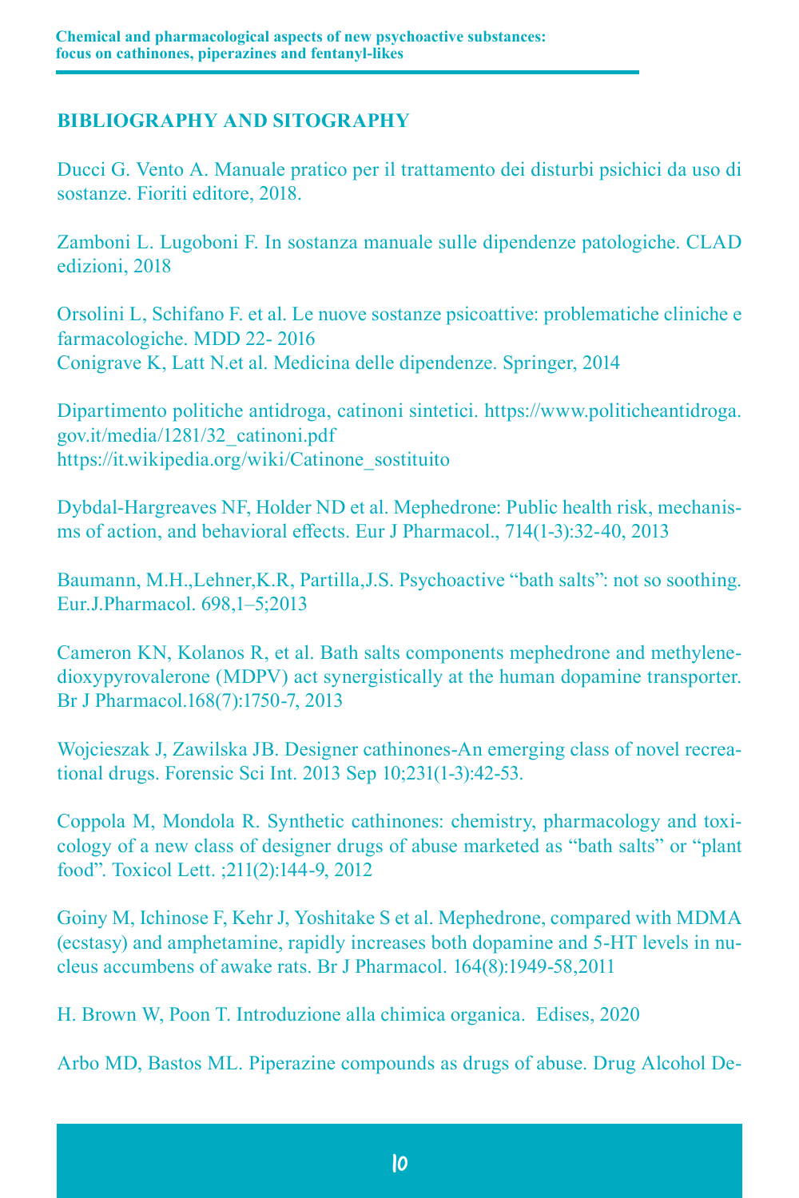## BIBLIOGRAPHY AND SITOGRAPHY

Ducci G. Vento A. Manuale pratico per il trattamento dei disturbi psichici da uso di sostanze. Fioriti editore, 2018.

Zamboni L. Lugoboni F. In sostanza manuale sulle dipendenze patologiche. CLAD edizioni, 2018

Orsolini L, Schifano F. et al. Le nuove sostanze psicoattive: problematiche cliniche e farmacologiche. MDD 22- 2016
Conigrave K, Latt N.et al. Medicina delle dipendenze. Springer, 2014

Dipartimento politiche antidroga, catinoni sintetici. https://www.politicheantidroga.gov.it/media/1281/32_catinoni.pdf
https://it.wikipedia.org/wiki/Catinone_sostituito

Dybdal-Hargreaves NF, Holder ND et al. Mephedrone: Public health risk, mechanisms of action, and behavioral effects. Eur J Pharmacol., 714(1-3):32-40, 2013

Baumann, M.H.,Lehner,K.R, Partilla,J.S. Psychoactive "bath salts": not so soothing. Eur.J.Pharmacol. 698,1–5;2013

Cameron KN, Kolanos R, et al. Bath salts components mephedrone and methylenedioxypyrovalerone (MDPV) act synergistically at the human dopamine transporter. Br J Pharmacol.168(7):1750-7, 2013

Wojcieszak J, Zawilska JB. Designer cathinones-An emerging class of novel recreational drugs. Forensic Sci Int. 2013 Sep 10;231(1-3):42-53.

Coppola M, Mondola R. Synthetic cathinones: chemistry, pharmacology and toxicology of a new class of designer drugs of abuse marketed as "bath salts" or "plant food". Toxicol Lett. ;211(2):144-9, 2012

Goiny M, Ichinose F, Kehr J, Yoshitake S et al. Mephedrone, compared with MDMA (ecstasy) and amphetamine, rapidly increases both dopamine and 5-HT levels in nucleus accumbens of awake rats. Br J Pharmacol. 164(8):1949-58,2011

H. Brown W, Poon T. Introduzione alla chimica organica. Edises, 2020

Arbo MD, Bastos ML. Piperazine compounds as drugs of abuse. Drug Alcohol De-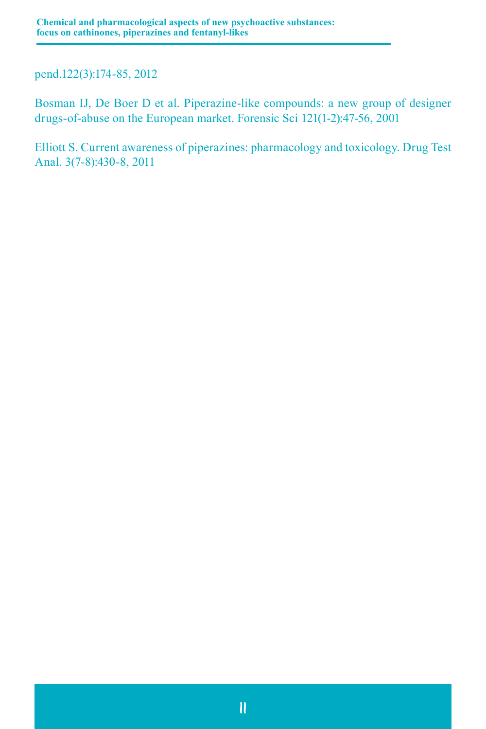pend.122(3):174-85, 2012

Bosman IJ, De Boer D et al. Piperazine-like compounds: a new group of designer drugs-of-abuse on the European market. Forensic Sci 121(1-2):47-56, 2001

Elliott S. Current awareness of piperazines: pharmacology and toxicology. Drug Test Anal. 3(7-8):430-8, 2011